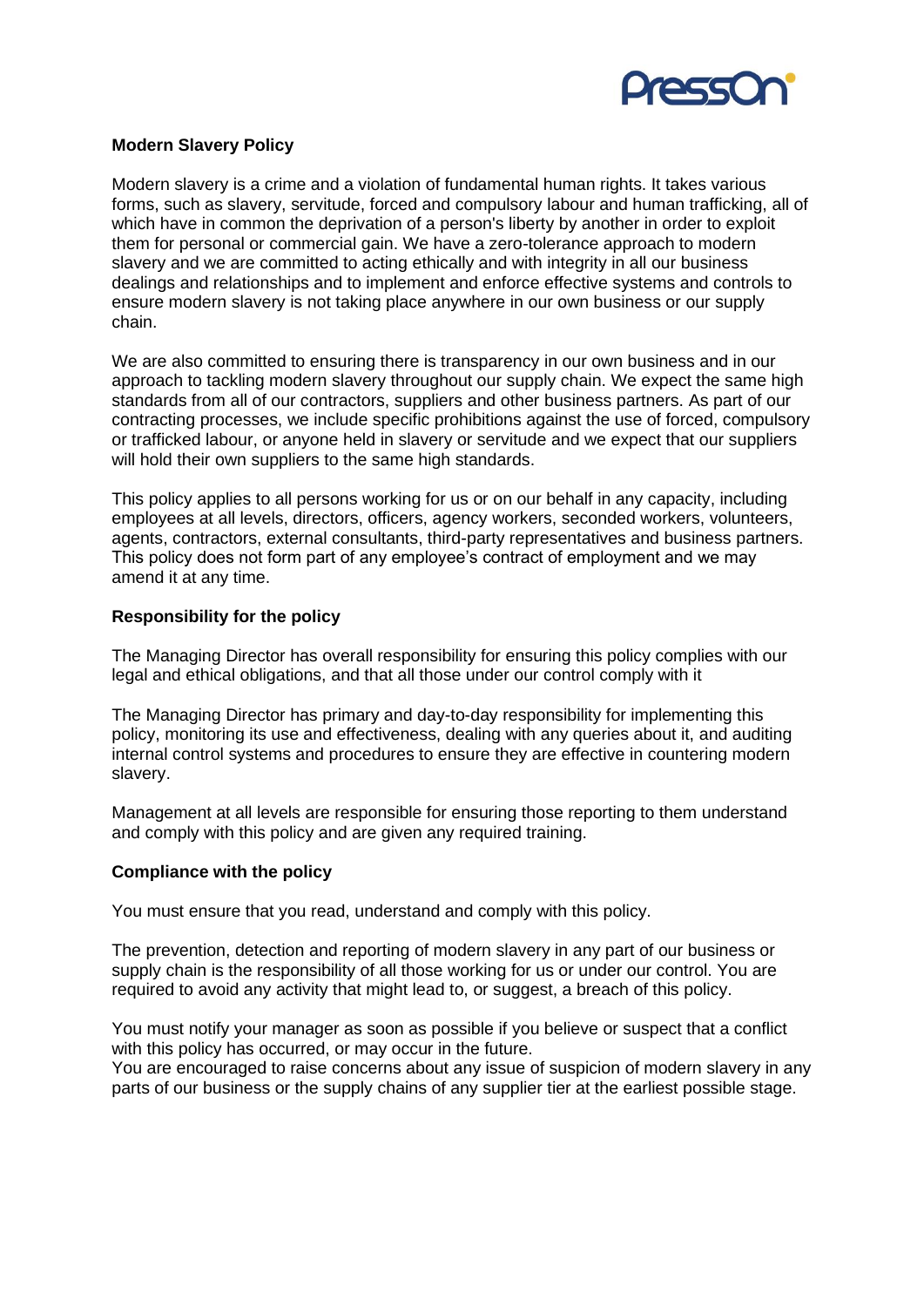## Modern Slavery Policy

Modern slavery is a crime and a violation of fundamental human rights. It takes various forms, such as slavery, servitude, forced and compulsory labour and human trafficking, all of which have in common the deprivation of a person's liberty by another in order to exploit them for personal or commercial gain. We have a zero-tolerance approach to modern slavery and we are committed to acting ethically and with integrity in all our business dealings and relationships and to implement and enforce effective systems and controls to ensure modern slavery is not taking place anywhere in our own business or our supply chain.

We are also committed to ensuring there is transparency in our own business and in our approach to tackling modern slavery throughout our supply chain. We expect the same high standards from all of our contractors, suppliers and other business partners. As part of our contracting processes, we include specific prohibitions against the use of forced, compulsory or trafficked labour, or anyone held in slavery or servitude and we expect that our suppliers will hold their own suppliers to the same high standards.

This policy applies to all persons working for us or on our behalf in any capacity, including employees at all levels, directors, officers, agency workers, seconded workers, volunteers, agents, contractors, external consultants, third-party representatives and business partners. This policy does not form part of any employee's contract of employment and we may amend it at any time.

### Responsibility for the policy

The Managing Director has overall responsibility for ensuring this policy complies with our legal and ethical obligations, and that all those under our control comply with it

The Managing Director has primary and day-to-day responsibility for implementing this policy, monitoring its use and effectiveness, dealing with any queries about it, and auditing internal control systems and procedures to ensure they are effective in countering modern slavery.

Management at all levels are responsible for ensuring those reporting to them understand and comply with this policy and are given any required training.

### Compliance with the policy

You must ensure that you read, understand and comply with this policy.

The prevention, detection and reporting of modern slavery in any part of our business or supply chain is the responsibility of all those working for us or under our control. You are required to avoid any activity that might lead to, or suggest, a breach of this policy.

You must notify your manager as soon as possible if you believe or suspect that a conflict with this policy has occurred, or may occur in the future.
You are encouraged to raise concerns about any issue of suspicion of modern slavery in any parts of our business or the supply chains of any supplier tier at the earliest possible stage.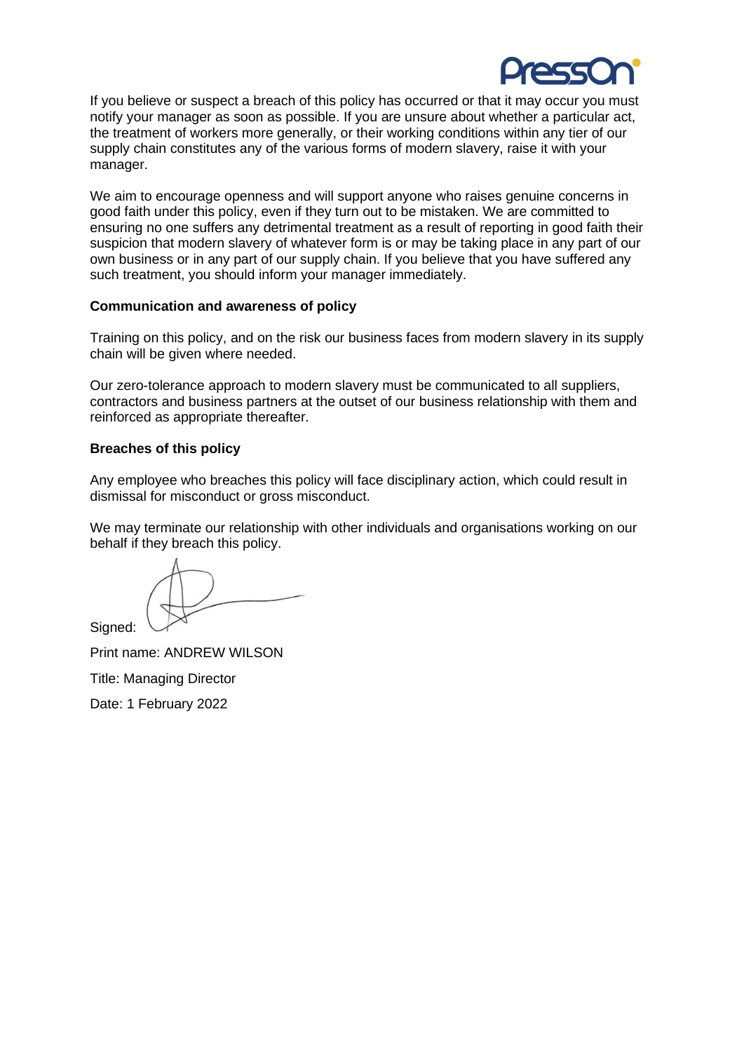If you believe or suspect a breach of this policy has occurred or that it may occur you must notify your manager as soon as possible. If you are unsure about whether a particular act, the treatment of workers more generally, or their working conditions within any tier of our supply chain constitutes any of the various forms of modern slavery, raise it with your manager.

We aim to encourage openness and will support anyone who raises genuine concerns in good faith under this policy, even if they turn out to be mistaken. We are committed to ensuring no one suffers any detrimental treatment as a result of reporting in good faith their suspicion that modern slavery of whatever form is or may be taking place in any part of our own business or in any part of our supply chain. If you believe that you have suffered any such treatment, you should inform your manager immediately.

**Communication and awareness of policy**

Training on this policy, and on the risk our business faces from modern slavery in its supply chain will be given where needed.

Our zero-tolerance approach to modern slavery must be communicated to all suppliers, contractors and business partners at the outset of our business relationship with them and reinforced as appropriate thereafter.

**Breaches of this policy**

Any employee who breaches this policy will face disciplinary action, which could result in dismissal for misconduct or gross misconduct.

We may terminate our relationship with other individuals and organisations working on our behalf if they breach this policy.

Signed:

Print name: ANDREW WILSON

Title: Managing Director

Date: 1 February 2022